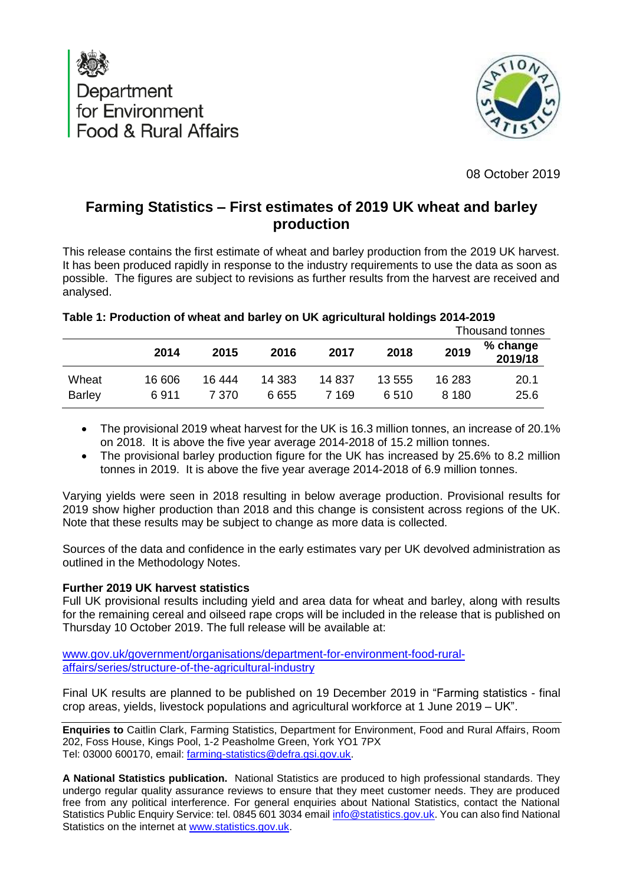Department for Environment Food & Rural Affairs

08 October 2019

# Farming Statistics – First estimates of 2019 UK wheat and barley production

This release contains the first estimate of wheat and barley production from the 2019 UK harvest. It has been produced rapidly in response to the industry requirements to use the data as soon as possible. The figures are subject to revisions as further results from the harvest are received and analysed.

**Table 1: Production of wheat and barley on UK agricultural holdings 2014-2019**

Thousand tonnes

| | 2014 | 2015 | 2016 | 2017 | 2018 | 2019 | % change 2019/18 |
|---|---|---|---|---|---|---|---|
| Wheat | 16 606 | 16 444 | 14 383 | 14 837 | 13 555 | 16 283 | 20.1 |
| Barley | 6 911 | 7 370 | 6 655 | 7 169 | 6 510 | 8 180 | 25.6 |

- The provisional 2019 wheat harvest for the UK is 16.3 million tonnes, an increase of 20.1% on 2018. It is above the five year average 2014-2018 of 15.2 million tonnes.
- The provisional barley production figure for the UK has increased by 25.6% to 8.2 million tonnes in 2019. It is above the five year average 2014-2018 of 6.9 million tonnes.

Varying yields were seen in 2018 resulting in below average production. Provisional results for 2019 show higher production than 2018 and this change is consistent across regions of the UK. Note that these results may be subject to change as more data is collected.

Sources of the data and confidence in the early estimates vary per UK devolved administration as outlined in the Methodology Notes.

**Further 2019 UK harvest statistics**

Full UK provisional results including yield and area data for wheat and barley, along with results for the remaining cereal and oilseed rape crops will be included in the release that is published on Thursday 10 October 2019. The full release will be available at:

[www.gov.uk/government/organisations/department-for-environment-food-rural-affairs/series/structure-of-the-agricultural-industry](www.gov.uk/government/organisations/department-for-environment-food-rural-affairs/series/structure-of-the-agricultural-industry)

Final UK results are planned to be published on 19 December 2019 in "Farming statistics - final crop areas, yields, livestock populations and agricultural workforce at 1 June 2019 – UK".

**Enquiries to** Caitlin Clark, Farming Statistics, Department for Environment, Food and Rural Affairs, Room 202, Foss House, Kings Pool, 1-2 Peasholme Green, York YO1 7PX
Tel: 03000 600170, email: farming-statistics@defra.gsi.gov.uk.

**A National Statistics publication.** National Statistics are produced to high professional standards. They undergo regular quality assurance reviews to ensure that they meet customer needs. They are produced free from any political interference. For general enquiries about National Statistics, contact the National Statistics Public Enquiry Service: tel. 0845 601 3034 email info@statistics.gov.uk. You can also find National Statistics on the internet at www.statistics.gov.uk.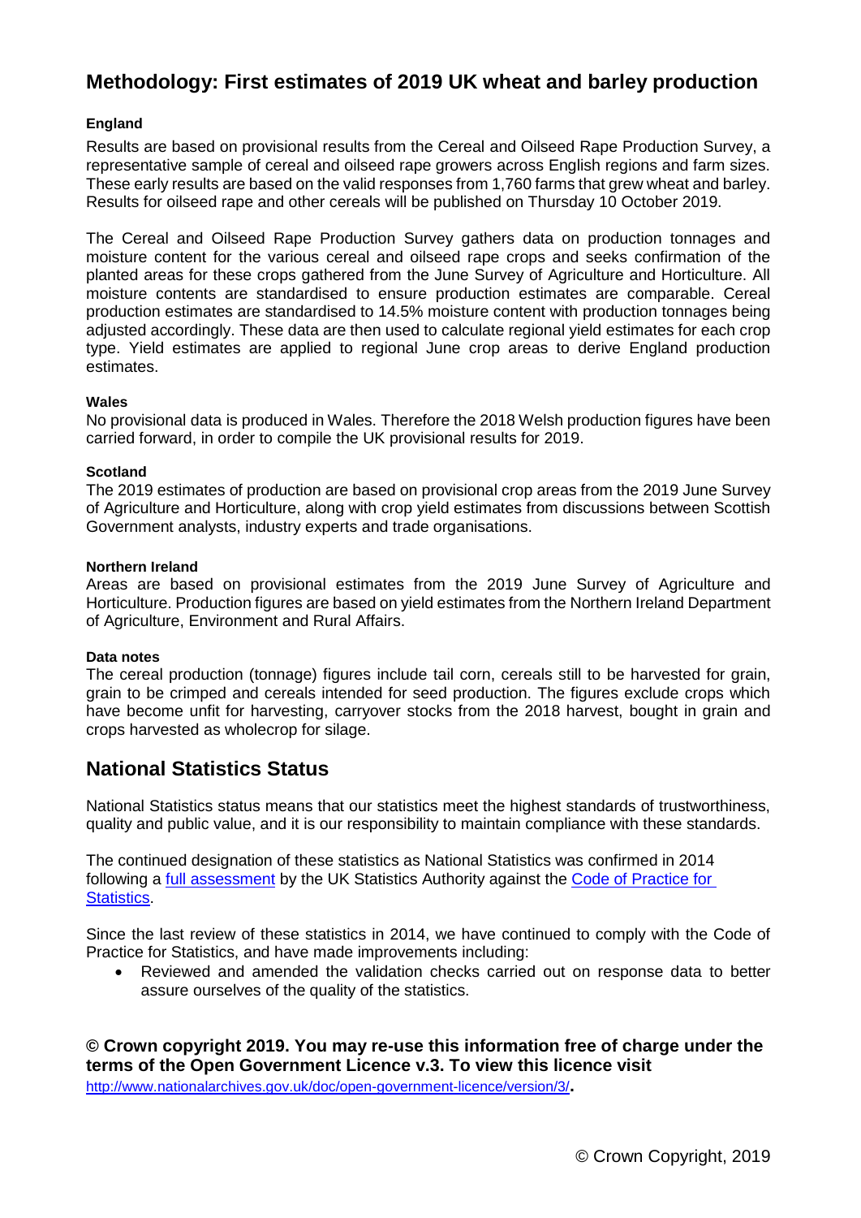## Methodology: First estimates of 2019 UK wheat and barley production

**England**

Results are based on provisional results from the Cereal and Oilseed Rape Production Survey, a representative sample of cereal and oilseed rape growers across English regions and farm sizes. These early results are based on the valid responses from 1,760 farms that grew wheat and barley. Results for oilseed rape and other cereals will be published on Thursday 10 October 2019.

The Cereal and Oilseed Rape Production Survey gathers data on production tonnages and moisture content for the various cereal and oilseed rape crops and seeks confirmation of the planted areas for these crops gathered from the June Survey of Agriculture and Horticulture. All moisture contents are standardised to ensure production estimates are comparable. Cereal production estimates are standardised to 14.5% moisture content with production tonnages being adjusted accordingly. These data are then used to calculate regional yield estimates for each crop type. Yield estimates are applied to regional June crop areas to derive England production estimates.

**Wales**

No provisional data is produced in Wales. Therefore the 2018 Welsh production figures have been carried forward, in order to compile the UK provisional results for 2019.

**Scotland**

The 2019 estimates of production are based on provisional crop areas from the 2019 June Survey of Agriculture and Horticulture, along with crop yield estimates from discussions between Scottish Government analysts, industry experts and trade organisations.

**Northern Ireland**

Areas are based on provisional estimates from the 2019 June Survey of Agriculture and Horticulture. Production figures are based on yield estimates from the Northern Ireland Department of Agriculture, Environment and Rural Affairs.

**Data notes**

The cereal production (tonnage) figures include tail corn, cereals still to be harvested for grain, grain to be crimped and cereals intended for seed production. The figures exclude crops which have become unfit for harvesting, carryover stocks from the 2018 harvest, bought in grain and crops harvested as wholecrop for silage.

## National Statistics Status

National Statistics status means that our statistics meet the highest standards of trustworthiness, quality and public value, and it is our responsibility to maintain compliance with these standards.

The continued designation of these statistics as National Statistics was confirmed in 2014 following a full assessment by the UK Statistics Authority against the Code of Practice for Statistics.

Since the last review of these statistics in 2014, we have continued to comply with the Code of Practice for Statistics, and have made improvements including:

- Reviewed and amended the validation checks carried out on response data to better assure ourselves of the quality of the statistics.

**© Crown copyright 2019. You may re-use this information free of charge under the terms of the Open Government Licence v.3. To view this licence visit** http://www.nationalarchives.gov.uk/doc/open-government-licence/version/3/**.**

© Crown Copyright, 2019